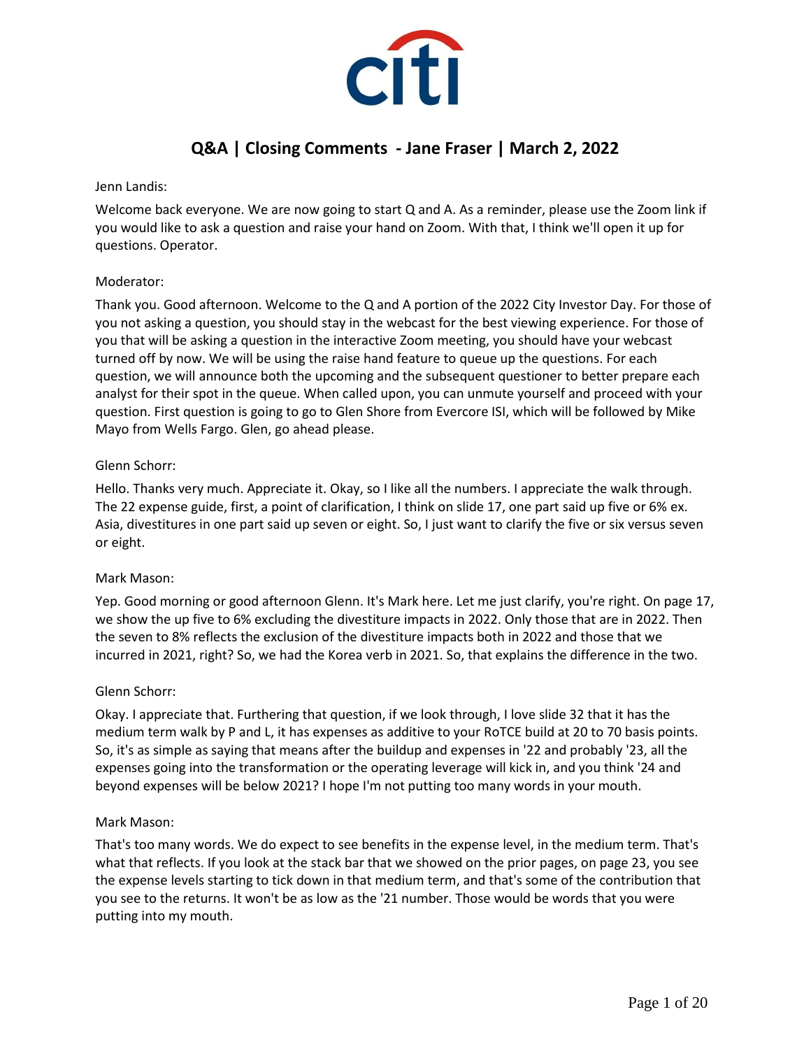# Q&A | Closing Comments - Jane Fraser | March 2, 2022

Jenn Landis:

Welcome back everyone. We are now going to start Q and A. As a reminder, please use the Zoom link if you would like to ask a question and raise your hand on Zoom. With that, I think we'll open it up for questions. Operator.

Moderator:

Thank you. Good afternoon. Welcome to the Q and A portion of the 2022 City Investor Day. For those of you not asking a question, you should stay in the webcast for the best viewing experience. For those of you that will be asking a question in the interactive Zoom meeting, you should have your webcast turned off by now. We will be using the raise hand feature to queue up the questions. For each question, we will announce both the upcoming and the subsequent questioner to better prepare each analyst for their spot in the queue. When called upon, you can unmute yourself and proceed with your question. First question is going to go to Glen Shore from Evercore ISI, which will be followed by Mike Mayo from Wells Fargo. Glen, go ahead please.

Glenn Schorr:

Hello. Thanks very much. Appreciate it. Okay, so I like all the numbers. I appreciate the walk through. The 22 expense guide, first, a point of clarification, I think on slide 17, one part said up five or 6% ex. Asia, divestitures in one part said up seven or eight. So, I just want to clarify the five or six versus seven or eight.

Mark Mason:

Yep. Good morning or good afternoon Glenn. It's Mark here. Let me just clarify, you're right. On page 17, we show the up five to 6% excluding the divestiture impacts in 2022. Only those that are in 2022. Then the seven to 8% reflects the exclusion of the divestiture impacts both in 2022 and those that we incurred in 2021, right? So, we had the Korea verb in 2021. So, that explains the difference in the two.

Glenn Schorr:

Okay. I appreciate that. Furthering that question, if we look through, I love slide 32 that it has the medium term walk by P and L, it has expenses as additive to your RoTCE build at 20 to 70 basis points. So, it's as simple as saying that means after the buildup and expenses in '22 and probably '23, all the expenses going into the transformation or the operating leverage will kick in, and you think '24 and beyond expenses will be below 2021? I hope I'm not putting too many words in your mouth.

Mark Mason:

That's too many words. We do expect to see benefits in the expense level, in the medium term. That's what that reflects. If you look at the stack bar that we showed on the prior pages, on page 23, you see the expense levels starting to tick down in that medium term, and that's some of the contribution that you see to the returns. It won't be as low as the '21 number. Those would be words that you were putting into my mouth.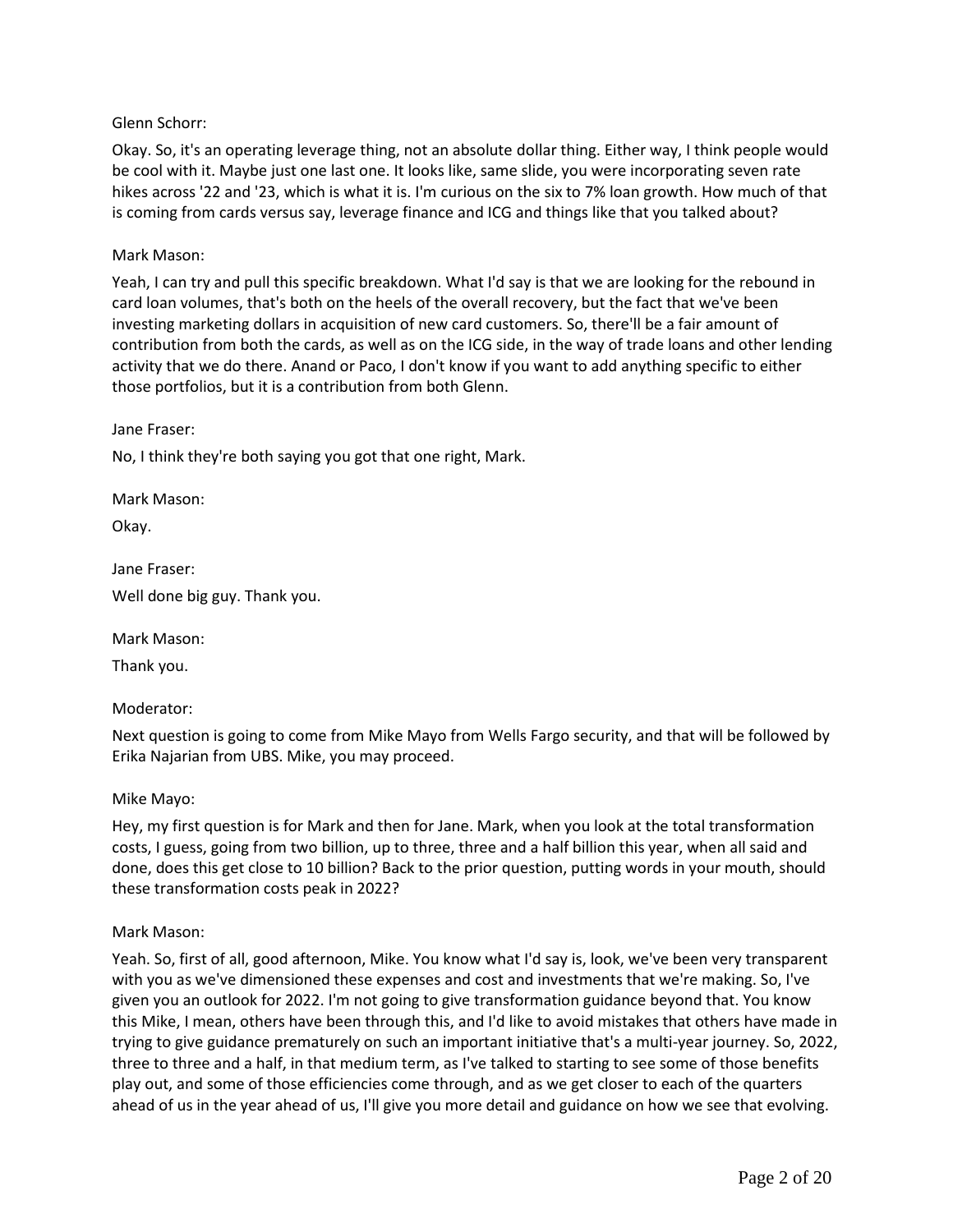Glenn Schorr:

Okay. So, it's an operating leverage thing, not an absolute dollar thing. Either way, I think people would be cool with it. Maybe just one last one. It looks like, same slide, you were incorporating seven rate hikes across '22 and '23, which is what it is. I'm curious on the six to 7% loan growth. How much of that is coming from cards versus say, leverage finance and ICG and things like that you talked about?

Mark Mason:

Yeah, I can try and pull this specific breakdown. What I'd say is that we are looking for the rebound in card loan volumes, that's both on the heels of the overall recovery, but the fact that we've been investing marketing dollars in acquisition of new card customers. So, there'll be a fair amount of contribution from both the cards, as well as on the ICG side, in the way of trade loans and other lending activity that we do there. Anand or Paco, I don't know if you want to add anything specific to either those portfolios, but it is a contribution from both Glenn.

Jane Fraser:

No, I think they're both saying you got that one right, Mark.

Mark Mason:

Okay.

Jane Fraser:

Well done big guy. Thank you.

Mark Mason:

Thank you.

Moderator:

Next question is going to come from Mike Mayo from Wells Fargo security, and that will be followed by Erika Najarian from UBS. Mike, you may proceed.

Mike Mayo:

Hey, my first question is for Mark and then for Jane. Mark, when you look at the total transformation costs, I guess, going from two billion, up to three, three and a half billion this year, when all said and done, does this get close to 10 billion? Back to the prior question, putting words in your mouth, should these transformation costs peak in 2022?

Mark Mason:

Yeah. So, first of all, good afternoon, Mike. You know what I'd say is, look, we've been very transparent with you as we've dimensioned these expenses and cost and investments that we're making. So, I've given you an outlook for 2022. I'm not going to give transformation guidance beyond that. You know this Mike, I mean, others have been through this, and I'd like to avoid mistakes that others have made in trying to give guidance prematurely on such an important initiative that's a multi-year journey. So, 2022, three to three and a half, in that medium term, as I've talked to starting to see some of those benefits play out, and some of those efficiencies come through, and as we get closer to each of the quarters ahead of us in the year ahead of us, I'll give you more detail and guidance on how we see that evolving.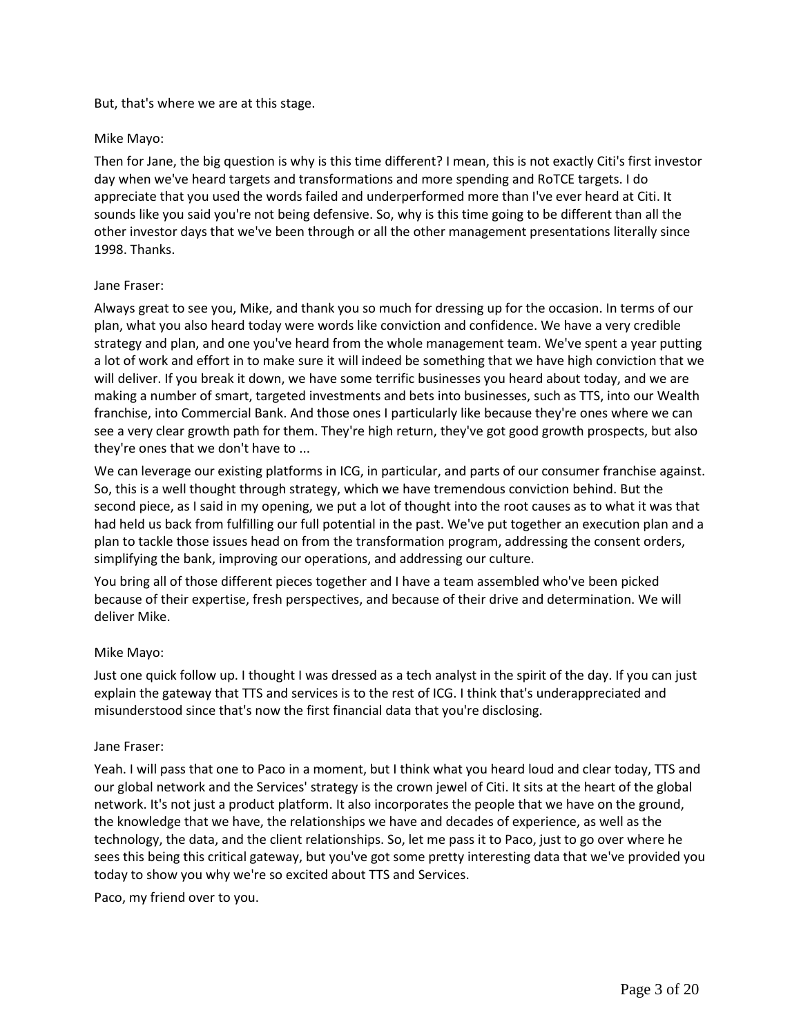But, that's where we are at this stage.

Mike Mayo:

Then for Jane, the big question is why is this time different? I mean, this is not exactly Citi's first investor day when we've heard targets and transformations and more spending and RoTCE targets. I do appreciate that you used the words failed and underperformed more than I've ever heard at Citi. It sounds like you said you're not being defensive. So, why is this time going to be different than all the other investor days that we've been through or all the other management presentations literally since 1998. Thanks.

Jane Fraser:

Always great to see you, Mike, and thank you so much for dressing up for the occasion. In terms of our plan, what you also heard today were words like conviction and confidence. We have a very credible strategy and plan, and one you've heard from the whole management team. We've spent a year putting a lot of work and effort in to make sure it will indeed be something that we have high conviction that we will deliver. If you break it down, we have some terrific businesses you heard about today, and we are making a number of smart, targeted investments and bets into businesses, such as TTS, into our Wealth franchise, into Commercial Bank. And those ones I particularly like because they're ones where we can see a very clear growth path for them. They're high return, they've got good growth prospects, but also they're ones that we don't have to ...

We can leverage our existing platforms in ICG, in particular, and parts of our consumer franchise against. So, this is a well thought through strategy, which we have tremendous conviction behind. But the second piece, as I said in my opening, we put a lot of thought into the root causes as to what it was that had held us back from fulfilling our full potential in the past. We've put together an execution plan and a plan to tackle those issues head on from the transformation program, addressing the consent orders, simplifying the bank, improving our operations, and addressing our culture.

You bring all of those different pieces together and I have a team assembled who've been picked because of their expertise, fresh perspectives, and because of their drive and determination. We will deliver Mike.

Mike Mayo:

Just one quick follow up. I thought I was dressed as a tech analyst in the spirit of the day. If you can just explain the gateway that TTS and services is to the rest of ICG. I think that's underappreciated and misunderstood since that's now the first financial data that you're disclosing.

Jane Fraser:

Yeah. I will pass that one to Paco in a moment, but I think what you heard loud and clear today, TTS and our global network and the Services' strategy is the crown jewel of Citi. It sits at the heart of the global network. It's not just a product platform. It also incorporates the people that we have on the ground, the knowledge that we have, the relationships we have and decades of experience, as well as the technology, the data, and the client relationships. So, let me pass it to Paco, just to go over where he sees this being this critical gateway, but you've got some pretty interesting data that we've provided you today to show you why we're so excited about TTS and Services.

Paco, my friend over to you.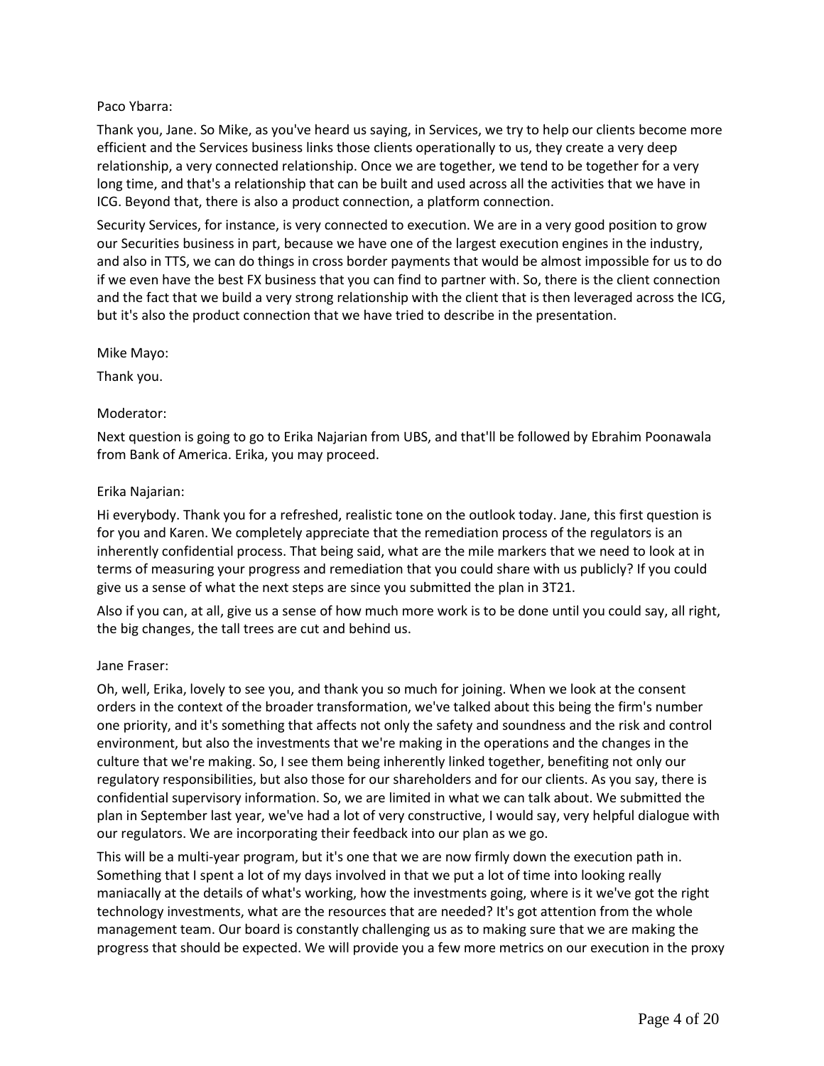Paco Ybarra:

Thank you, Jane. So Mike, as you've heard us saying, in Services, we try to help our clients become more efficient and the Services business links those clients operationally to us, they create a very deep relationship, a very connected relationship. Once we are together, we tend to be together for a very long time, and that's a relationship that can be built and used across all the activities that we have in ICG. Beyond that, there is also a product connection, a platform connection.

Security Services, for instance, is very connected to execution. We are in a very good position to grow our Securities business in part, because we have one of the largest execution engines in the industry, and also in TTS, we can do things in cross border payments that would be almost impossible for us to do if we even have the best FX business that you can find to partner with. So, there is the client connection and the fact that we build a very strong relationship with the client that is then leveraged across the ICG, but it's also the product connection that we have tried to describe in the presentation.

Mike Mayo:

Thank you.

Moderator:

Next question is going to go to Erika Najarian from UBS, and that'll be followed by Ebrahim Poonawala from Bank of America. Erika, you may proceed.

Erika Najarian:

Hi everybody. Thank you for a refreshed, realistic tone on the outlook today. Jane, this first question is for you and Karen. We completely appreciate that the remediation process of the regulators is an inherently confidential process. That being said, what are the mile markers that we need to look at in terms of measuring your progress and remediation that you could share with us publicly? If you could give us a sense of what the next steps are since you submitted the plan in 3T21.

Also if you can, at all, give us a sense of how much more work is to be done until you could say, all right, the big changes, the tall trees are cut and behind us.

Jane Fraser:

Oh, well, Erika, lovely to see you, and thank you so much for joining. When we look at the consent orders in the context of the broader transformation, we've talked about this being the firm's number one priority, and it's something that affects not only the safety and soundness and the risk and control environment, but also the investments that we're making in the operations and the changes in the culture that we're making. So, I see them being inherently linked together, benefiting not only our regulatory responsibilities, but also those for our shareholders and for our clients. As you say, there is confidential supervisory information. So, we are limited in what we can talk about. We submitted the plan in September last year, we've had a lot of very constructive, I would say, very helpful dialogue with our regulators. We are incorporating their feedback into our plan as we go.

This will be a multi-year program, but it's one that we are now firmly down the execution path in. Something that I spent a lot of my days involved in that we put a lot of time into looking really maniacally at the details of what's working, how the investments going, where is it we've got the right technology investments, what are the resources that are needed? It's got attention from the whole management team. Our board is constantly challenging us as to making sure that we are making the progress that should be expected. We will provide you a few more metrics on our execution in the proxy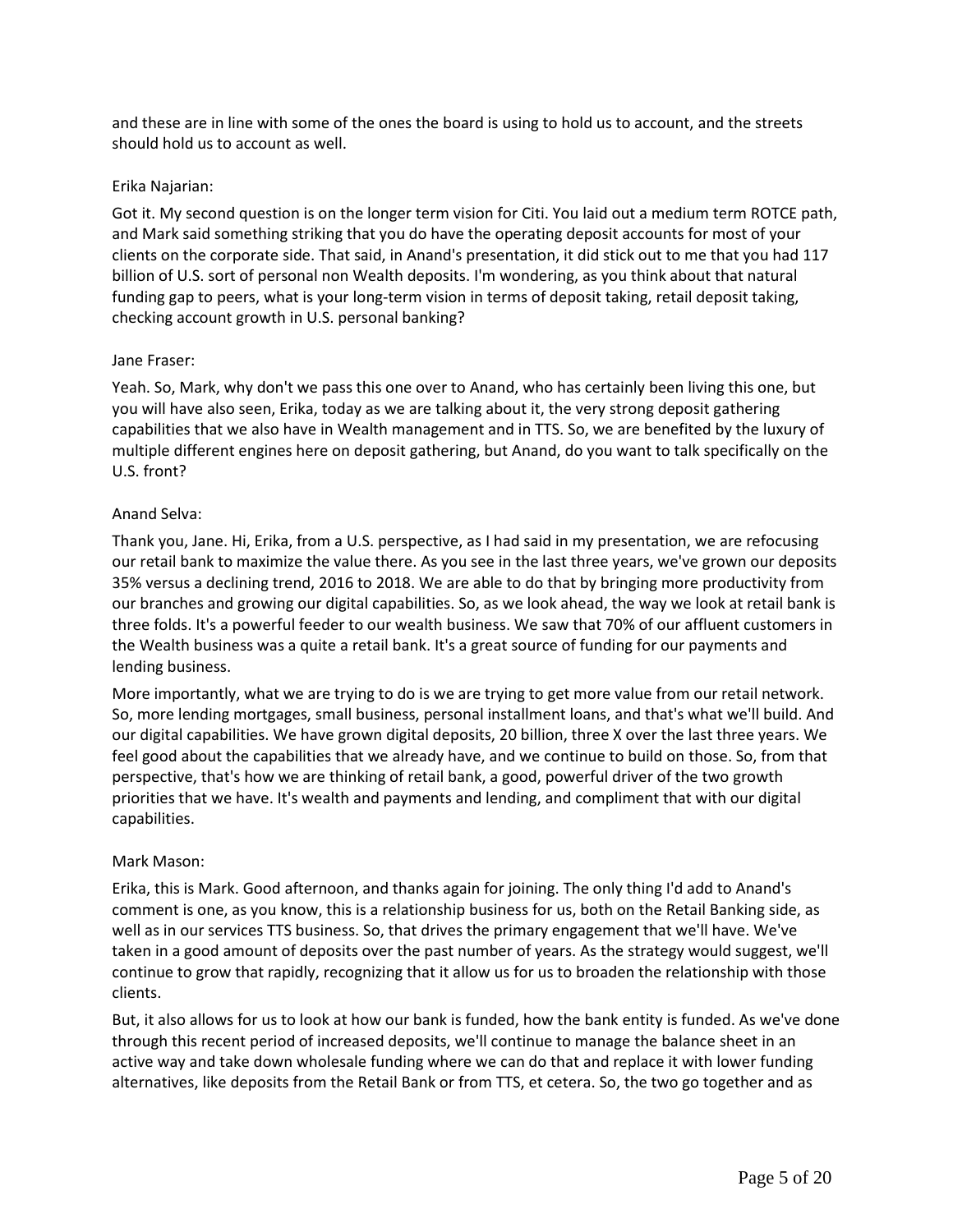and these are in line with some of the ones the board is using to hold us to account, and the streets should hold us to account as well.

Erika Najarian:

Got it. My second question is on the longer term vision for Citi. You laid out a medium term ROTCE path, and Mark said something striking that you do have the operating deposit accounts for most of your clients on the corporate side. That said, in Anand's presentation, it did stick out to me that you had 117 billion of U.S. sort of personal non Wealth deposits. I'm wondering, as you think about that natural funding gap to peers, what is your long-term vision in terms of deposit taking, retail deposit taking, checking account growth in U.S. personal banking?

Jane Fraser:

Yeah. So, Mark, why don't we pass this one over to Anand, who has certainly been living this one, but you will have also seen, Erika, today as we are talking about it, the very strong deposit gathering capabilities that we also have in Wealth management and in TTS. So, we are benefited by the luxury of multiple different engines here on deposit gathering, but Anand, do you want to talk specifically on the U.S. front?

Anand Selva:

Thank you, Jane. Hi, Erika, from a U.S. perspective, as I had said in my presentation, we are refocusing our retail bank to maximize the value there. As you see in the last three years, we've grown our deposits 35% versus a declining trend, 2016 to 2018. We are able to do that by bringing more productivity from our branches and growing our digital capabilities. So, as we look ahead, the way we look at retail bank is three folds. It's a powerful feeder to our wealth business. We saw that 70% of our affluent customers in the Wealth business was a quite a retail bank. It's a great source of funding for our payments and lending business.

More importantly, what we are trying to do is we are trying to get more value from our retail network. So, more lending mortgages, small business, personal installment loans, and that's what we'll build. And our digital capabilities. We have grown digital deposits, 20 billion, three X over the last three years. We feel good about the capabilities that we already have, and we continue to build on those. So, from that perspective, that's how we are thinking of retail bank, a good, powerful driver of the two growth priorities that we have. It's wealth and payments and lending, and compliment that with our digital capabilities.

Mark Mason:

Erika, this is Mark. Good afternoon, and thanks again for joining. The only thing I'd add to Anand's comment is one, as you know, this is a relationship business for us, both on the Retail Banking side, as well as in our services TTS business. So, that drives the primary engagement that we'll have. We've taken in a good amount of deposits over the past number of years. As the strategy would suggest, we'll continue to grow that rapidly, recognizing that it allow us for us to broaden the relationship with those clients.

But, it also allows for us to look at how our bank is funded, how the bank entity is funded. As we've done through this recent period of increased deposits, we'll continue to manage the balance sheet in an active way and take down wholesale funding where we can do that and replace it with lower funding alternatives, like deposits from the Retail Bank or from TTS, et cetera. So, the two go together and as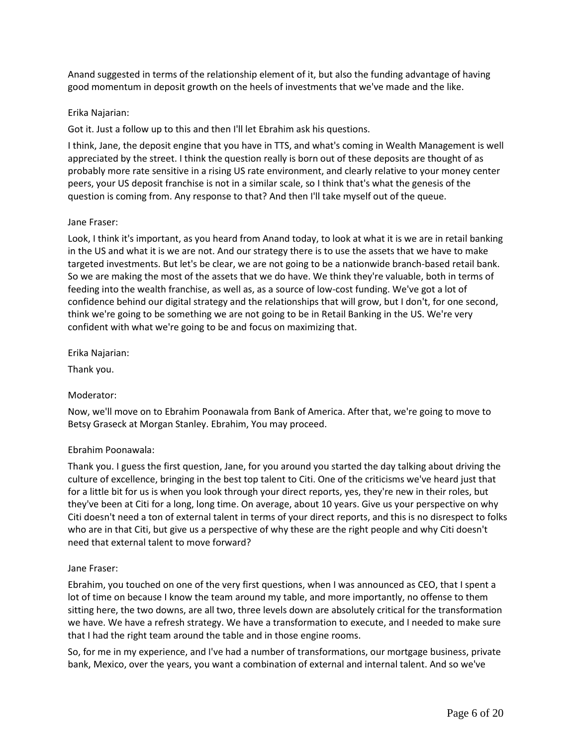Anand suggested in terms of the relationship element of it, but also the funding advantage of having good momentum in deposit growth on the heels of investments that we've made and the like.

Erika Najarian:

Got it. Just a follow up to this and then I'll let Ebrahim ask his questions.

I think, Jane, the deposit engine that you have in TTS, and what's coming in Wealth Management is well appreciated by the street. I think the question really is born out of these deposits are thought of as probably more rate sensitive in a rising US rate environment, and clearly relative to your money center peers, your US deposit franchise is not in a similar scale, so I think that's what the genesis of the question is coming from. Any response to that? And then I'll take myself out of the queue.

Jane Fraser:

Look, I think it's important, as you heard from Anand today, to look at what it is we are in retail banking in the US and what it is we are not. And our strategy there is to use the assets that we have to make targeted investments. But let's be clear, we are not going to be a nationwide branch-based retail bank. So we are making the most of the assets that we do have. We think they're valuable, both in terms of feeding into the wealth franchise, as well as, as a source of low-cost funding. We've got a lot of confidence behind our digital strategy and the relationships that will grow, but I don't, for one second, think we're going to be something we are not going to be in Retail Banking in the US. We're very confident with what we're going to be and focus on maximizing that.

Erika Najarian:

Thank you.

Moderator:

Now, we'll move on to Ebrahim Poonawala from Bank of America. After that, we're going to move to Betsy Graseck at Morgan Stanley. Ebrahim, You may proceed.

Ebrahim Poonawala:

Thank you. I guess the first question, Jane, for you around you started the day talking about driving the culture of excellence, bringing in the best top talent to Citi. One of the criticisms we've heard just that for a little bit for us is when you look through your direct reports, yes, they're new in their roles, but they've been at Citi for a long, long time. On average, about 10 years. Give us your perspective on why Citi doesn't need a ton of external talent in terms of your direct reports, and this is no disrespect to folks who are in that Citi, but give us a perspective of why these are the right people and why Citi doesn't need that external talent to move forward?

Jane Fraser:

Ebrahim, you touched on one of the very first questions, when I was announced as CEO, that I spent a lot of time on because I know the team around my table, and more importantly, no offense to them sitting here, the two downs, are all two, three levels down are absolutely critical for the transformation we have. We have a refresh strategy. We have a transformation to execute, and I needed to make sure that I had the right team around the table and in those engine rooms.

So, for me in my experience, and I've had a number of transformations, our mortgage business, private bank, Mexico, over the years, you want a combination of external and internal talent. And so we've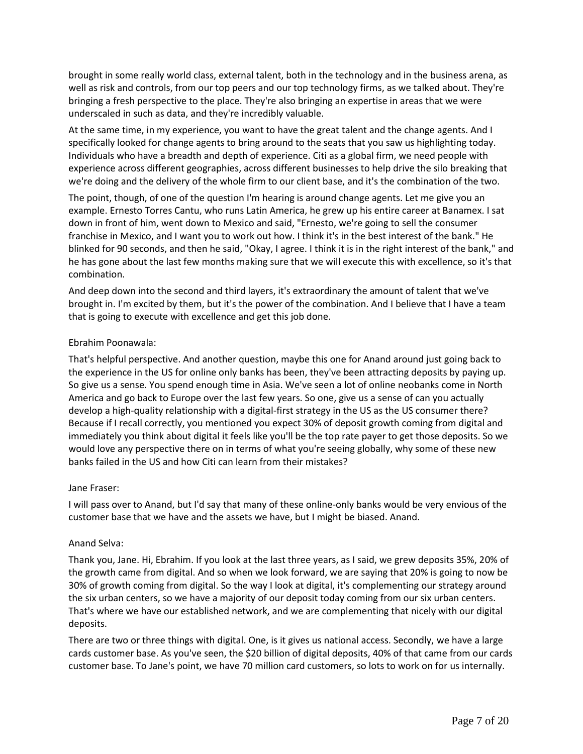brought in some really world class, external talent, both in the technology and in the business arena, as well as risk and controls, from our top peers and our top technology firms, as we talked about. They're bringing a fresh perspective to the place. They're also bringing an expertise in areas that we were underscaled in such as data, and they're incredibly valuable.

At the same time, in my experience, you want to have the great talent and the change agents. And I specifically looked for change agents to bring around to the seats that you saw us highlighting today. Individuals who have a breadth and depth of experience. Citi as a global firm, we need people with experience across different geographies, across different businesses to help drive the silo breaking that we're doing and the delivery of the whole firm to our client base, and it's the combination of the two.

The point, though, of one of the question I'm hearing is around change agents. Let me give you an example. Ernesto Torres Cantu, who runs Latin America, he grew up his entire career at Banamex. I sat down in front of him, went down to Mexico and said, "Ernesto, we're going to sell the consumer franchise in Mexico, and I want you to work out how. I think it's in the best interest of the bank." He blinked for 90 seconds, and then he said, "Okay, I agree. I think it is in the right interest of the bank," and he has gone about the last few months making sure that we will execute this with excellence, so it's that combination.

And deep down into the second and third layers, it's extraordinary the amount of talent that we've brought in. I'm excited by them, but it's the power of the combination. And I believe that I have a team that is going to execute with excellence and get this job done.

Ebrahim Poonawala:

That's helpful perspective. And another question, maybe this one for Anand around just going back to the experience in the US for online only banks has been, they've been attracting deposits by paying up. So give us a sense. You spend enough time in Asia. We've seen a lot of online neobanks come in North America and go back to Europe over the last few years. So one, give us a sense of can you actually develop a high-quality relationship with a digital-first strategy in the US as the US consumer there? Because if I recall correctly, you mentioned you expect 30% of deposit growth coming from digital and immediately you think about digital it feels like you'll be the top rate payer to get those deposits. So we would love any perspective there on in terms of what you're seeing globally, why some of these new banks failed in the US and how Citi can learn from their mistakes?

Jane Fraser:

I will pass over to Anand, but I'd say that many of these online-only banks would be very envious of the customer base that we have and the assets we have, but I might be biased. Anand.

Anand Selva:

Thank you, Jane. Hi, Ebrahim. If you look at the last three years, as I said, we grew deposits 35%, 20% of the growth came from digital. And so when we look forward, we are saying that 20% is going to now be 30% of growth coming from digital. So the way I look at digital, it's complementing our strategy around the six urban centers, so we have a majority of our deposit today coming from our six urban centers. That's where we have our established network, and we are complementing that nicely with our digital deposits.

There are two or three things with digital. One, is it gives us national access. Secondly, we have a large cards customer base. As you've seen, the $20 billion of digital deposits, 40% of that came from our cards customer base. To Jane's point, we have 70 million card customers, so lots to work on for us internally.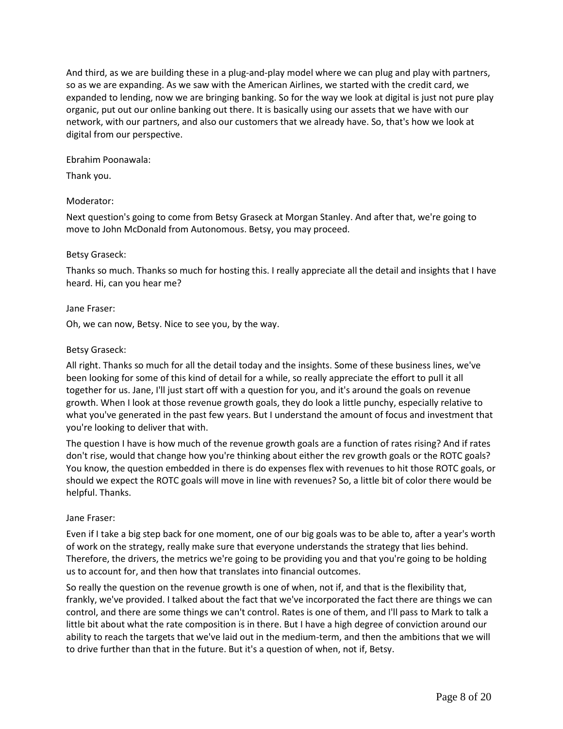And third, as we are building these in a plug-and-play model where we can plug and play with partners, so as we are expanding. As we saw with the American Airlines, we started with the credit card, we expanded to lending, now we are bringing banking. So for the way we look at digital is just not pure play organic, put out our online banking out there. It is basically using our assets that we have with our network, with our partners, and also our customers that we already have. So, that's how we look at digital from our perspective.

Ebrahim Poonawala:

Thank you.

Moderator:

Next question's going to come from Betsy Graseck at Morgan Stanley. And after that, we're going to move to John McDonald from Autonomous. Betsy, you may proceed.

Betsy Graseck:

Thanks so much. Thanks so much for hosting this. I really appreciate all the detail and insights that I have heard. Hi, can you hear me?

Jane Fraser:

Oh, we can now, Betsy. Nice to see you, by the way.

Betsy Graseck:

All right. Thanks so much for all the detail today and the insights. Some of these business lines, we've been looking for some of this kind of detail for a while, so really appreciate the effort to pull it all together for us. Jane, I'll just start off with a question for you, and it's around the goals on revenue growth. When I look at those revenue growth goals, they do look a little punchy, especially relative to what you've generated in the past few years. But I understand the amount of focus and investment that you're looking to deliver that with.

The question I have is how much of the revenue growth goals are a function of rates rising? And if rates don't rise, would that change how you're thinking about either the rev growth goals or the ROTC goals? You know, the question embedded in there is do expenses flex with revenues to hit those ROTC goals, or should we expect the ROTC goals will move in line with revenues? So, a little bit of color there would be helpful. Thanks.

Jane Fraser:

Even if I take a big step back for one moment, one of our big goals was to be able to, after a year's worth of work on the strategy, really make sure that everyone understands the strategy that lies behind. Therefore, the drivers, the metrics we're going to be providing you and that you're going to be holding us to account for, and then how that translates into financial outcomes.

So really the question on the revenue growth is one of when, not if, and that is the flexibility that, frankly, we've provided. I talked about the fact that we've incorporated the fact there are things we can control, and there are some things we can't control. Rates is one of them, and I'll pass to Mark to talk a little bit about what the rate composition is in there. But I have a high degree of conviction around our ability to reach the targets that we've laid out in the medium-term, and then the ambitions that we will to drive further than that in the future. But it's a question of when, not if, Betsy.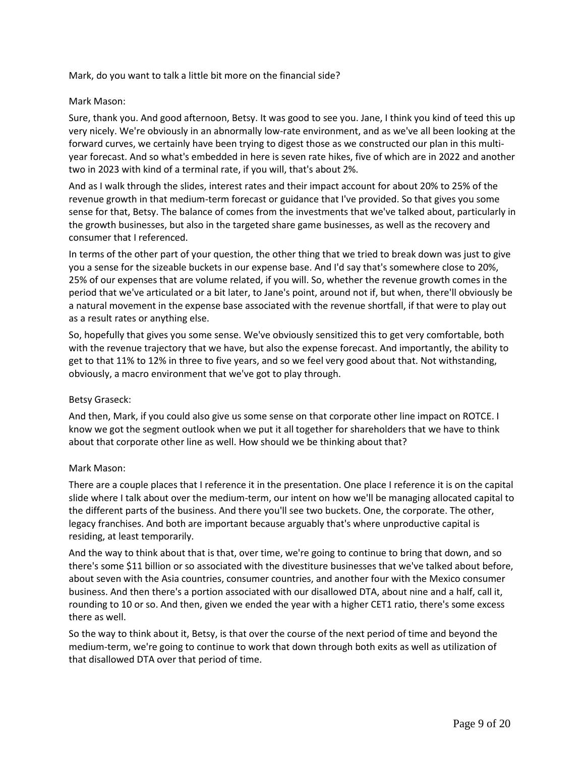Mark, do you want to talk a little bit more on the financial side?

Mark Mason:

Sure, thank you. And good afternoon, Betsy. It was good to see you. Jane, I think you kind of teed this up very nicely. We're obviously in an abnormally low-rate environment, and as we've all been looking at the forward curves, we certainly have been trying to digest those as we constructed our plan in this multi-year forecast. And so what's embedded in here is seven rate hikes, five of which are in 2022 and another two in 2023 with kind of a terminal rate, if you will, that's about 2%.

And as I walk through the slides, interest rates and their impact account for about 20% to 25% of the revenue growth in that medium-term forecast or guidance that I've provided. So that gives you some sense for that, Betsy. The balance of comes from the investments that we've talked about, particularly in the growth businesses, but also in the targeted share game businesses, as well as the recovery and consumer that I referenced.

In terms of the other part of your question, the other thing that we tried to break down was just to give you a sense for the sizeable buckets in our expense base. And I'd say that's somewhere close to 20%, 25% of our expenses that are volume related, if you will. So, whether the revenue growth comes in the period that we've articulated or a bit later, to Jane's point, around not if, but when, there'll obviously be a natural movement in the expense base associated with the revenue shortfall, if that were to play out as a result rates or anything else.

So, hopefully that gives you some sense. We've obviously sensitized this to get very comfortable, both with the revenue trajectory that we have, but also the expense forecast. And importantly, the ability to get to that 11% to 12% in three to five years, and so we feel very good about that. Not withstanding, obviously, a macro environment that we've got to play through.

Betsy Graseck:

And then, Mark, if you could also give us some sense on that corporate other line impact on ROTCE. I know we got the segment outlook when we put it all together for shareholders that we have to think about that corporate other line as well. How should we be thinking about that?

Mark Mason:

There are a couple places that I reference it in the presentation. One place I reference it is on the capital slide where I talk about over the medium-term, our intent on how we'll be managing allocated capital to the different parts of the business. And there you'll see two buckets. One, the corporate. The other, legacy franchises. And both are important because arguably that's where unproductive capital is residing, at least temporarily.

And the way to think about that is that, over time, we're going to continue to bring that down, and so there's some $11 billion or so associated with the divestiture businesses that we've talked about before, about seven with the Asia countries, consumer countries, and another four with the Mexico consumer business. And then there's a portion associated with our disallowed DTA, about nine and a half, call it, rounding to 10 or so. And then, given we ended the year with a higher CET1 ratio, there's some excess there as well.

So the way to think about it, Betsy, is that over the course of the next period of time and beyond the medium-term, we're going to continue to work that down through both exits as well as utilization of that disallowed DTA over that period of time.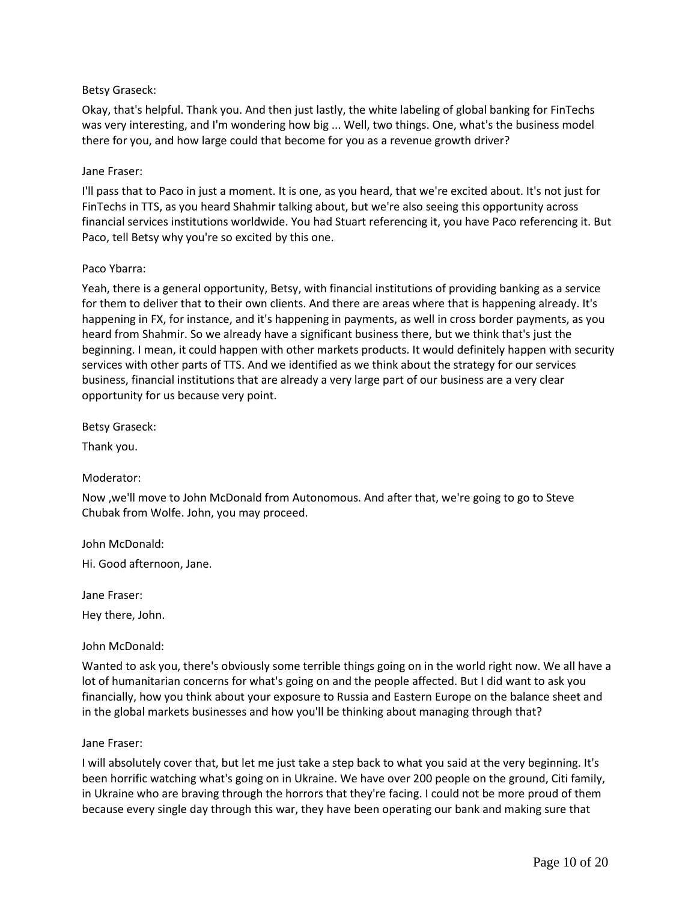Betsy Graseck:

Okay, that's helpful. Thank you. And then just lastly, the white labeling of global banking for FinTechs was very interesting, and I'm wondering how big ... Well, two things. One, what's the business model there for you, and how large could that become for you as a revenue growth driver?

Jane Fraser:

I'll pass that to Paco in just a moment. It is one, as you heard, that we're excited about. It's not just for FinTechs in TTS, as you heard Shahmir talking about, but we're also seeing this opportunity across financial services institutions worldwide. You had Stuart referencing it, you have Paco referencing it. But Paco, tell Betsy why you're so excited by this one.

Paco Ybarra:

Yeah, there is a general opportunity, Betsy, with financial institutions of providing banking as a service for them to deliver that to their own clients. And there are areas where that is happening already. It's happening in FX, for instance, and it's happening in payments, as well in cross border payments, as you heard from Shahmir. So we already have a significant business there, but we think that's just the beginning. I mean, it could happen with other markets products. It would definitely happen with security services with other parts of TTS. And we identified as we think about the strategy for our services business, financial institutions that are already a very large part of our business are a very clear opportunity for us because very point.

Betsy Graseck:

Thank you.

Moderator:

Now ,we'll move to John McDonald from Autonomous. And after that, we're going to go to Steve Chubak from Wolfe. John, you may proceed.

John McDonald:

Hi. Good afternoon, Jane.

Jane Fraser:

Hey there, John.

John McDonald:

Wanted to ask you, there's obviously some terrible things going on in the world right now. We all have a lot of humanitarian concerns for what's going on and the people affected. But I did want to ask you financially, how you think about your exposure to Russia and Eastern Europe on the balance sheet and in the global markets businesses and how you'll be thinking about managing through that?

Jane Fraser:

I will absolutely cover that, but let me just take a step back to what you said at the very beginning. It's been horrific watching what's going on in Ukraine. We have over 200 people on the ground, Citi family, in Ukraine who are braving through the horrors that they're facing. I could not be more proud of them because every single day through this war, they have been operating our bank and making sure that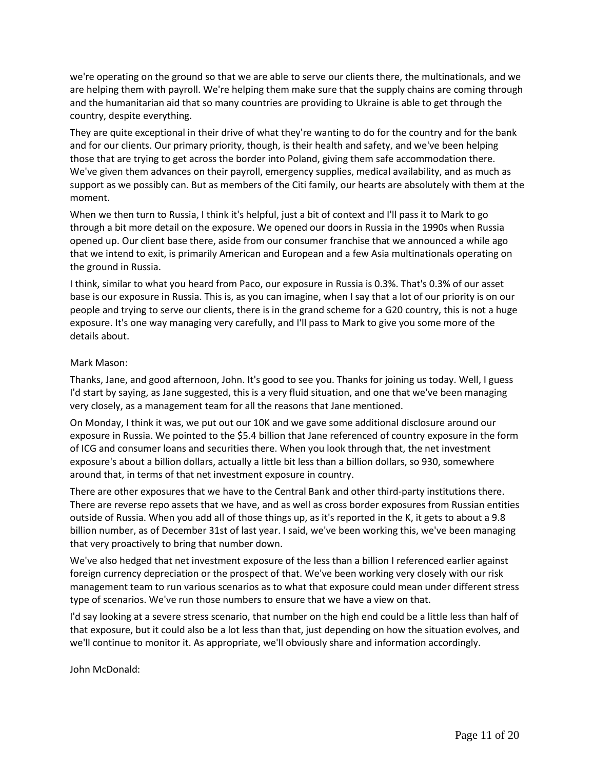we're operating on the ground so that we are able to serve our clients there, the multinationals, and we are helping them with payroll. We're helping them make sure that the supply chains are coming through and the humanitarian aid that so many countries are providing to Ukraine is able to get through the country, despite everything.

They are quite exceptional in their drive of what they're wanting to do for the country and for the bank and for our clients. Our primary priority, though, is their health and safety, and we've been helping those that are trying to get across the border into Poland, giving them safe accommodation there. We've given them advances on their payroll, emergency supplies, medical availability, and as much as support as we possibly can. But as members of the Citi family, our hearts are absolutely with them at the moment.

When we then turn to Russia, I think it's helpful, just a bit of context and I'll pass it to Mark to go through a bit more detail on the exposure. We opened our doors in Russia in the 1990s when Russia opened up. Our client base there, aside from our consumer franchise that we announced a while ago that we intend to exit, is primarily American and European and a few Asia multinationals operating on the ground in Russia.

I think, similar to what you heard from Paco, our exposure in Russia is 0.3%. That's 0.3% of our asset base is our exposure in Russia. This is, as you can imagine, when I say that a lot of our priority is on our people and trying to serve our clients, there is in the grand scheme for a G20 country, this is not a huge exposure. It's one way managing very carefully, and I'll pass to Mark to give you some more of the details about.

Mark Mason:

Thanks, Jane, and good afternoon, John. It's good to see you. Thanks for joining us today. Well, I guess I'd start by saying, as Jane suggested, this is a very fluid situation, and one that we've been managing very closely, as a management team for all the reasons that Jane mentioned.

On Monday, I think it was, we put out our 10K and we gave some additional disclosure around our exposure in Russia. We pointed to the $5.4 billion that Jane referenced of country exposure in the form of ICG and consumer loans and securities there. When you look through that, the net investment exposure's about a billion dollars, actually a little bit less than a billion dollars, so 930, somewhere around that, in terms of that net investment exposure in country.

There are other exposures that we have to the Central Bank and other third-party institutions there. There are reverse repo assets that we have, and as well as cross border exposures from Russian entities outside of Russia. When you add all of those things up, as it's reported in the K, it gets to about a 9.8 billion number, as of December 31st of last year. I said, we've been working this, we've been managing that very proactively to bring that number down.

We've also hedged that net investment exposure of the less than a billion I referenced earlier against foreign currency depreciation or the prospect of that. We've been working very closely with our risk management team to run various scenarios as to what that exposure could mean under different stress type of scenarios. We've run those numbers to ensure that we have a view on that.

I'd say looking at a severe stress scenario, that number on the high end could be a little less than half of that exposure, but it could also be a lot less than that, just depending on how the situation evolves, and we'll continue to monitor it. As appropriate, we'll obviously share and information accordingly.

John McDonald: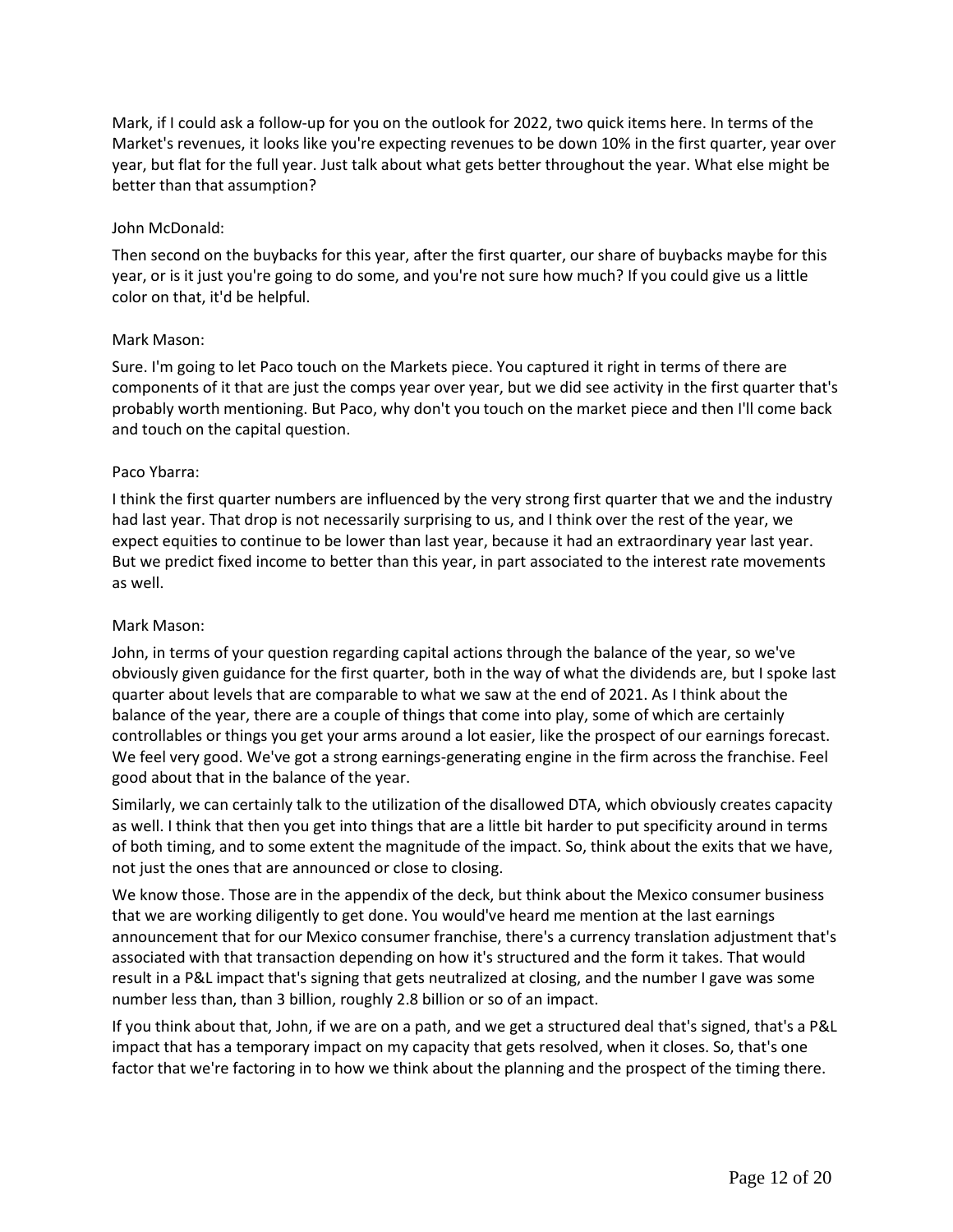Mark, if I could ask a follow-up for you on the outlook for 2022, two quick items here. In terms of the Market's revenues, it looks like you're expecting revenues to be down 10% in the first quarter, year over year, but flat for the full year. Just talk about what gets better throughout the year. What else might be better than that assumption?

John McDonald:

Then second on the buybacks for this year, after the first quarter, our share of buybacks maybe for this year, or is it just you're going to do some, and you're not sure how much? If you could give us a little color on that, it'd be helpful.

Mark Mason:

Sure. I'm going to let Paco touch on the Markets piece. You captured it right in terms of there are components of it that are just the comps year over year, but we did see activity in the first quarter that's probably worth mentioning. But Paco, why don't you touch on the market piece and then I'll come back and touch on the capital question.

Paco Ybarra:

I think the first quarter numbers are influenced by the very strong first quarter that we and the industry had last year. That drop is not necessarily surprising to us, and I think over the rest of the year, we expect equities to continue to be lower than last year, because it had an extraordinary year last year. But we predict fixed income to better than this year, in part associated to the interest rate movements as well.

Mark Mason:

John, in terms of your question regarding capital actions through the balance of the year, so we've obviously given guidance for the first quarter, both in the way of what the dividends are, but I spoke last quarter about levels that are comparable to what we saw at the end of 2021. As I think about the balance of the year, there are a couple of things that come into play, some of which are certainly controllables or things you get your arms around a lot easier, like the prospect of our earnings forecast. We feel very good. We've got a strong earnings-generating engine in the firm across the franchise. Feel good about that in the balance of the year.

Similarly, we can certainly talk to the utilization of the disallowed DTA, which obviously creates capacity as well. I think that then you get into things that are a little bit harder to put specificity around in terms of both timing, and to some extent the magnitude of the impact. So, think about the exits that we have, not just the ones that are announced or close to closing.

We know those. Those are in the appendix of the deck, but think about the Mexico consumer business that we are working diligently to get done. You would've heard me mention at the last earnings announcement that for our Mexico consumer franchise, there's a currency translation adjustment that's associated with that transaction depending on how it's structured and the form it takes. That would result in a P&L impact that's signing that gets neutralized at closing, and the number I gave was some number less than, than 3 billion, roughly 2.8 billion or so of an impact.

If you think about that, John, if we are on a path, and we get a structured deal that's signed, that's a P&L impact that has a temporary impact on my capacity that gets resolved, when it closes. So, that's one factor that we're factoring in to how we think about the planning and the prospect of the timing there.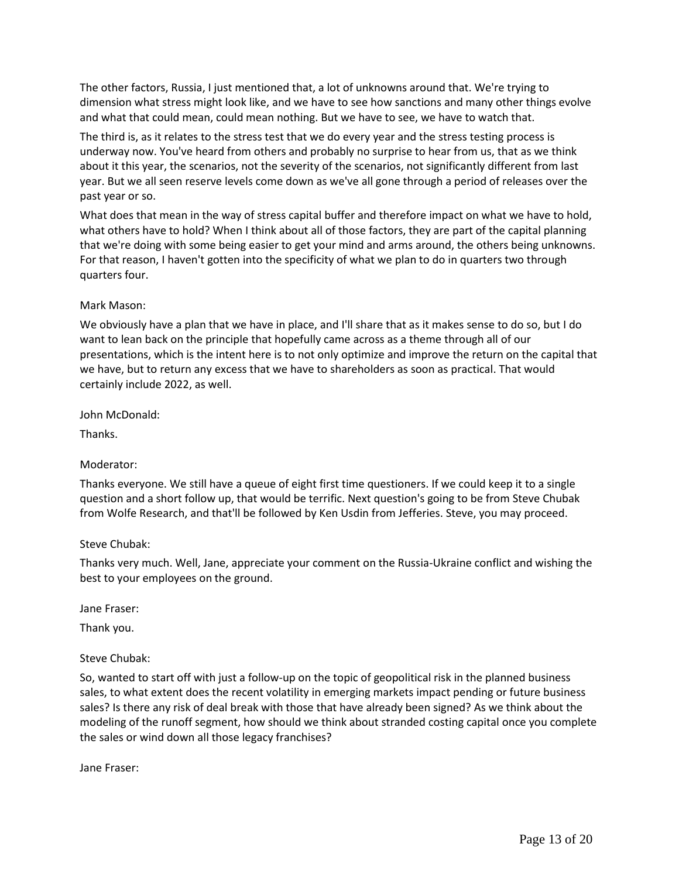The other factors, Russia, I just mentioned that, a lot of unknowns around that. We're trying to dimension what stress might look like, and we have to see how sanctions and many other things evolve and what that could mean, could mean nothing. But we have to see, we have to watch that.

The third is, as it relates to the stress test that we do every year and the stress testing process is underway now. You've heard from others and probably no surprise to hear from us, that as we think about it this year, the scenarios, not the severity of the scenarios, not significantly different from last year. But we all seen reserve levels come down as we've all gone through a period of releases over the past year or so.

What does that mean in the way of stress capital buffer and therefore impact on what we have to hold, what others have to hold? When I think about all of those factors, they are part of the capital planning that we're doing with some being easier to get your mind and arms around, the others being unknowns. For that reason, I haven't gotten into the specificity of what we plan to do in quarters two through quarters four.

Mark Mason:

We obviously have a plan that we have in place, and I'll share that as it makes sense to do so, but I do want to lean back on the principle that hopefully came across as a theme through all of our presentations, which is the intent here is to not only optimize and improve the return on the capital that we have, but to return any excess that we have to shareholders as soon as practical. That would certainly include 2022, as well.

John McDonald:

Thanks.

Moderator:

Thanks everyone. We still have a queue of eight first time questioners. If we could keep it to a single question and a short follow up, that would be terrific. Next question's going to be from Steve Chubak from Wolfe Research, and that'll be followed by Ken Usdin from Jefferies. Steve, you may proceed.

Steve Chubak:

Thanks very much. Well, Jane, appreciate your comment on the Russia-Ukraine conflict and wishing the best to your employees on the ground.

Jane Fraser:

Thank you.

Steve Chubak:

So, wanted to start off with just a follow-up on the topic of geopolitical risk in the planned business sales, to what extent does the recent volatility in emerging markets impact pending or future business sales? Is there any risk of deal break with those that have already been signed? As we think about the modeling of the runoff segment, how should we think about stranded costing capital once you complete the sales or wind down all those legacy franchises?

Jane Fraser: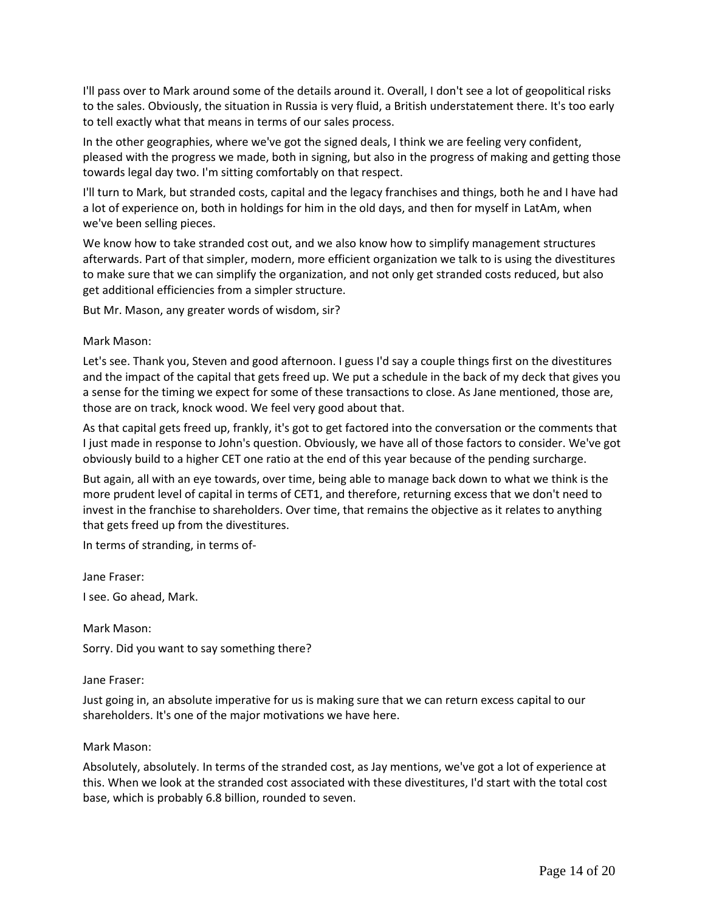I'll pass over to Mark around some of the details around it. Overall, I don't see a lot of geopolitical risks to the sales. Obviously, the situation in Russia is very fluid, a British understatement there. It's too early to tell exactly what that means in terms of our sales process.

In the other geographies, where we've got the signed deals, I think we are feeling very confident, pleased with the progress we made, both in signing, but also in the progress of making and getting those towards legal day two. I'm sitting comfortably on that respect.

I'll turn to Mark, but stranded costs, capital and the legacy franchises and things, both he and I have had a lot of experience on, both in holdings for him in the old days, and then for myself in LatAm, when we've been selling pieces.

We know how to take stranded cost out, and we also know how to simplify management structures afterwards. Part of that simpler, modern, more efficient organization we talk to is using the divestitures to make sure that we can simplify the organization, and not only get stranded costs reduced, but also get additional efficiencies from a simpler structure.

But Mr. Mason, any greater words of wisdom, sir?

Mark Mason:

Let's see. Thank you, Steven and good afternoon. I guess I'd say a couple things first on the divestitures and the impact of the capital that gets freed up. We put a schedule in the back of my deck that gives you a sense for the timing we expect for some of these transactions to close. As Jane mentioned, those are, those are on track, knock wood. We feel very good about that.

As that capital gets freed up, frankly, it's got to get factored into the conversation or the comments that I just made in response to John's question. Obviously, we have all of those factors to consider. We've got obviously build to a higher CET one ratio at the end of this year because of the pending surcharge.

But again, all with an eye towards, over time, being able to manage back down to what we think is the more prudent level of capital in terms of CET1, and therefore, returning excess that we don't need to invest in the franchise to shareholders. Over time, that remains the objective as it relates to anything that gets freed up from the divestitures.

In terms of stranding, in terms of-

Jane Fraser:

I see. Go ahead, Mark.

Mark Mason:

Sorry. Did you want to say something there?

Jane Fraser:

Just going in, an absolute imperative for us is making sure that we can return excess capital to our shareholders. It's one of the major motivations we have here.

Mark Mason:

Absolutely, absolutely. In terms of the stranded cost, as Jay mentions, we've got a lot of experience at this. When we look at the stranded cost associated with these divestitures, I'd start with the total cost base, which is probably 6.8 billion, rounded to seven.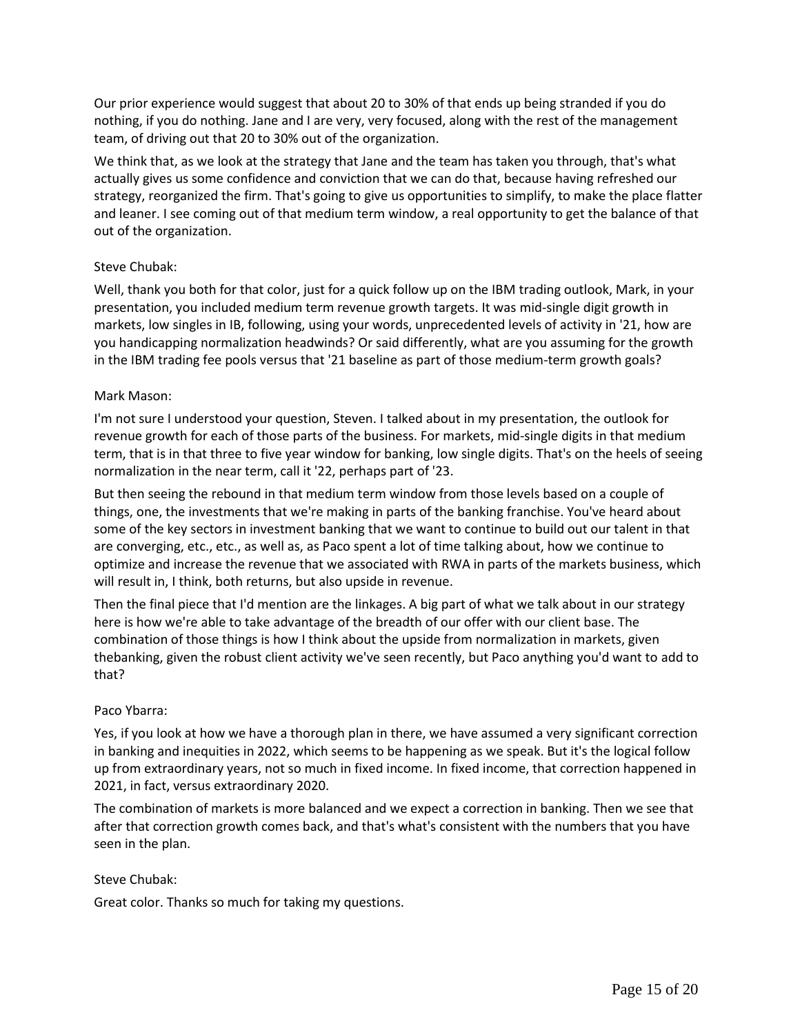Our prior experience would suggest that about 20 to 30% of that ends up being stranded if you do nothing, if you do nothing. Jane and I are very, very focused, along with the rest of the management team, of driving out that 20 to 30% out of the organization.

We think that, as we look at the strategy that Jane and the team has taken you through, that's what actually gives us some confidence and conviction that we can do that, because having refreshed our strategy, reorganized the firm. That's going to give us opportunities to simplify, to make the place flatter and leaner. I see coming out of that medium term window, a real opportunity to get the balance of that out of the organization.

Steve Chubak:

Well, thank you both for that color, just for a quick follow up on the IBM trading outlook, Mark, in your presentation, you included medium term revenue growth targets. It was mid-single digit growth in markets, low singles in IB, following, using your words, unprecedented levels of activity in '21, how are you handicapping normalization headwinds? Or said differently, what are you assuming for the growth in the IBM trading fee pools versus that '21 baseline as part of those medium-term growth goals?

Mark Mason:

I'm not sure I understood your question, Steven. I talked about in my presentation, the outlook for revenue growth for each of those parts of the business. For markets, mid-single digits in that medium term, that is in that three to five year window for banking, low single digits. That's on the heels of seeing normalization in the near term, call it '22, perhaps part of '23.

But then seeing the rebound in that medium term window from those levels based on a couple of things, one, the investments that we're making in parts of the banking franchise. You've heard about some of the key sectors in investment banking that we want to continue to build out our talent in that are converging, etc., etc., as well as, as Paco spent a lot of time talking about, how we continue to optimize and increase the revenue that we associated with RWA in parts of the markets business, which will result in, I think, both returns, but also upside in revenue.

Then the final piece that I'd mention are the linkages. A big part of what we talk about in our strategy here is how we're able to take advantage of the breadth of our offer with our client base. The combination of those things is how I think about the upside from normalization in markets, given thebanking, given the robust client activity we've seen recently, but Paco anything you'd want to add to that?

Paco Ybarra:

Yes, if you look at how we have a thorough plan in there, we have assumed a very significant correction in banking and inequities in 2022, which seems to be happening as we speak. But it's the logical follow up from extraordinary years, not so much in fixed income. In fixed income, that correction happened in 2021, in fact, versus extraordinary 2020.

The combination of markets is more balanced and we expect a correction in banking. Then we see that after that correction growth comes back, and that's what's consistent with the numbers that you have seen in the plan.

Steve Chubak:

Great color. Thanks so much for taking my questions.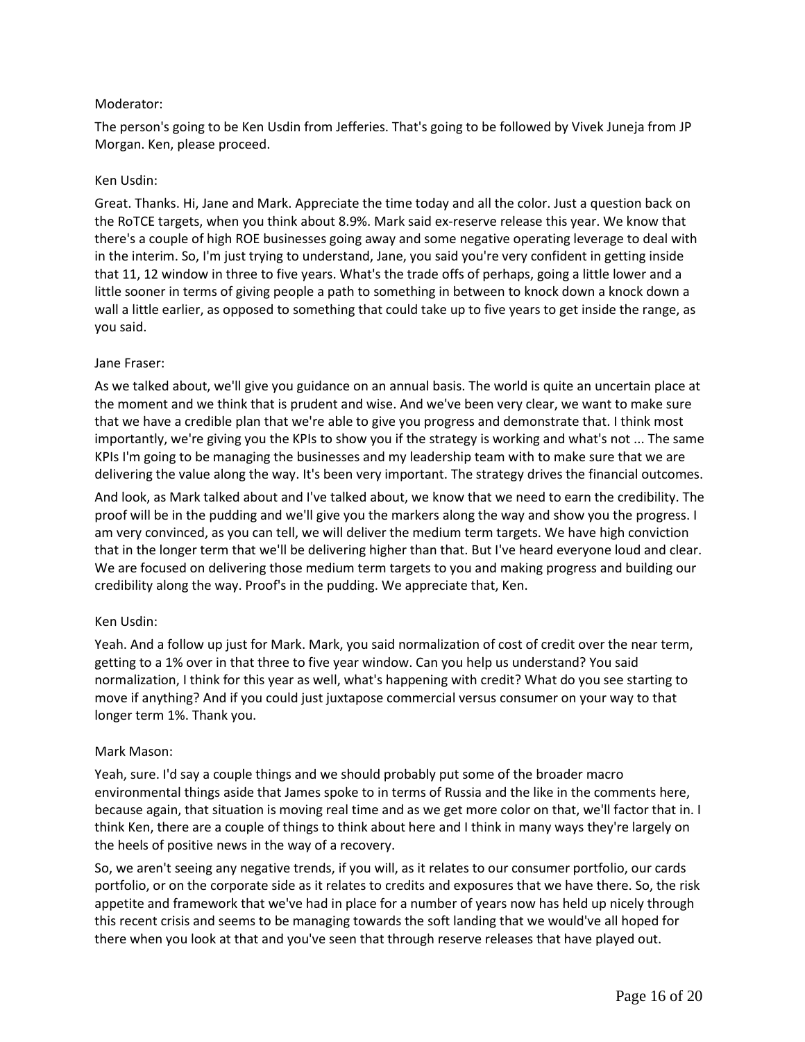Moderator:

The person's going to be Ken Usdin from Jefferies. That's going to be followed by Vivek Juneja from JP Morgan. Ken, please proceed.

Ken Usdin:

Great. Thanks. Hi, Jane and Mark. Appreciate the time today and all the color. Just a question back on the RoTCE targets, when you think about 8.9%. Mark said ex-reserve release this year. We know that there's a couple of high ROE businesses going away and some negative operating leverage to deal with in the interim. So, I'm just trying to understand, Jane, you said you're very confident in getting inside that 11, 12 window in three to five years. What's the trade offs of perhaps, going a little lower and a little sooner in terms of giving people a path to something in between to knock down a knock down a wall a little earlier, as opposed to something that could take up to five years to get inside the range, as you said.

Jane Fraser:

As we talked about, we'll give you guidance on an annual basis. The world is quite an uncertain place at the moment and we think that is prudent and wise. And we've been very clear, we want to make sure that we have a credible plan that we're able to give you progress and demonstrate that. I think most importantly, we're giving you the KPIs to show you if the strategy is working and what's not ... The same KPIs I'm going to be managing the businesses and my leadership team with to make sure that we are delivering the value along the way. It's been very important. The strategy drives the financial outcomes.

And look, as Mark talked about and I've talked about, we know that we need to earn the credibility. The proof will be in the pudding and we'll give you the markers along the way and show you the progress. I am very convinced, as you can tell, we will deliver the medium term targets. We have high conviction that in the longer term that we'll be delivering higher than that. But I've heard everyone loud and clear. We are focused on delivering those medium term targets to you and making progress and building our credibility along the way. Proof's in the pudding. We appreciate that, Ken.

Ken Usdin:

Yeah. And a follow up just for Mark. Mark, you said normalization of cost of credit over the near term, getting to a 1% over in that three to five year window. Can you help us understand? You said normalization, I think for this year as well, what's happening with credit? What do you see starting to move if anything? And if you could just juxtapose commercial versus consumer on your way to that longer term 1%. Thank you.

Mark Mason:

Yeah, sure. I'd say a couple things and we should probably put some of the broader macro environmental things aside that James spoke to in terms of Russia and the like in the comments here, because again, that situation is moving real time and as we get more color on that, we'll factor that in. I think Ken, there are a couple of things to think about here and I think in many ways they're largely on the heels of positive news in the way of a recovery.

So, we aren't seeing any negative trends, if you will, as it relates to our consumer portfolio, our cards portfolio, or on the corporate side as it relates to credits and exposures that we have there. So, the risk appetite and framework that we've had in place for a number of years now has held up nicely through this recent crisis and seems to be managing towards the soft landing that we would've all hoped for there when you look at that and you've seen that through reserve releases that have played out.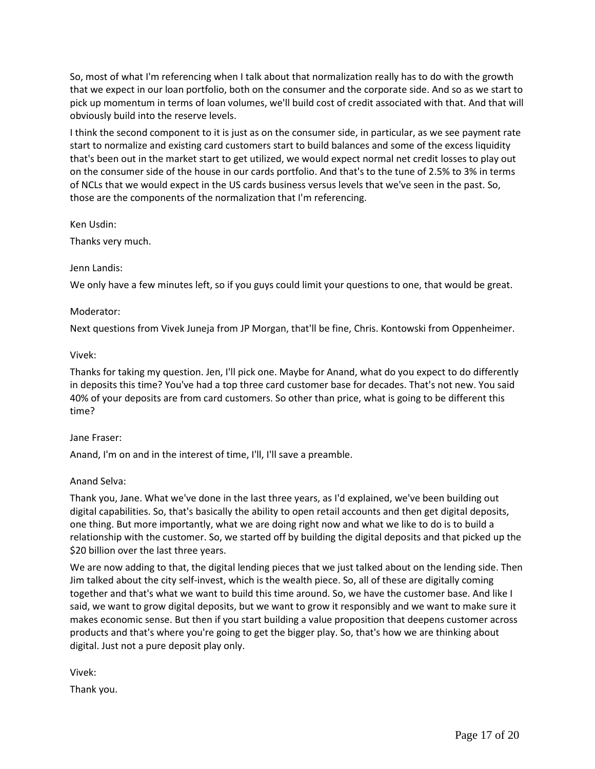So, most of what I'm referencing when I talk about that normalization really has to do with the growth that we expect in our loan portfolio, both on the consumer and the corporate side. And so as we start to pick up momentum in terms of loan volumes, we'll build cost of credit associated with that. And that will obviously build into the reserve levels.

I think the second component to it is just as on the consumer side, in particular, as we see payment rate start to normalize and existing card customers start to build balances and some of the excess liquidity that's been out in the market start to get utilized, we would expect normal net credit losses to play out on the consumer side of the house in our cards portfolio. And that's to the tune of 2.5% to 3% in terms of NCLs that we would expect in the US cards business versus levels that we've seen in the past. So, those are the components of the normalization that I'm referencing.

Ken Usdin:

Thanks very much.

Jenn Landis:

We only have a few minutes left, so if you guys could limit your questions to one, that would be great.

Moderator:

Next questions from Vivek Juneja from JP Morgan, that'll be fine, Chris. Kontowski from Oppenheimer.

Vivek:

Thanks for taking my question. Jen, I'll pick one. Maybe for Anand, what do you expect to do differently in deposits this time? You've had a top three card customer base for decades. That's not new. You said 40% of your deposits are from card customers. So other than price, what is going to be different this time?

Jane Fraser:

Anand, I'm on and in the interest of time, I'll, I'll save a preamble.

Anand Selva:

Thank you, Jane. What we've done in the last three years, as I'd explained, we've been building out digital capabilities. So, that's basically the ability to open retail accounts and then get digital deposits, one thing. But more importantly, what we are doing right now and what we like to do is to build a relationship with the customer. So, we started off by building the digital deposits and that picked up the $20 billion over the last three years.

We are now adding to that, the digital lending pieces that we just talked about on the lending side. Then Jim talked about the city self-invest, which is the wealth piece. So, all of these are digitally coming together and that's what we want to build this time around. So, we have the customer base. And like I said, we want to grow digital deposits, but we want to grow it responsibly and we want to make sure it makes economic sense. But then if you start building a value proposition that deepens customer across products and that's where you're going to get the bigger play. So, that's how we are thinking about digital. Just not a pure deposit play only.

Vivek:

Thank you.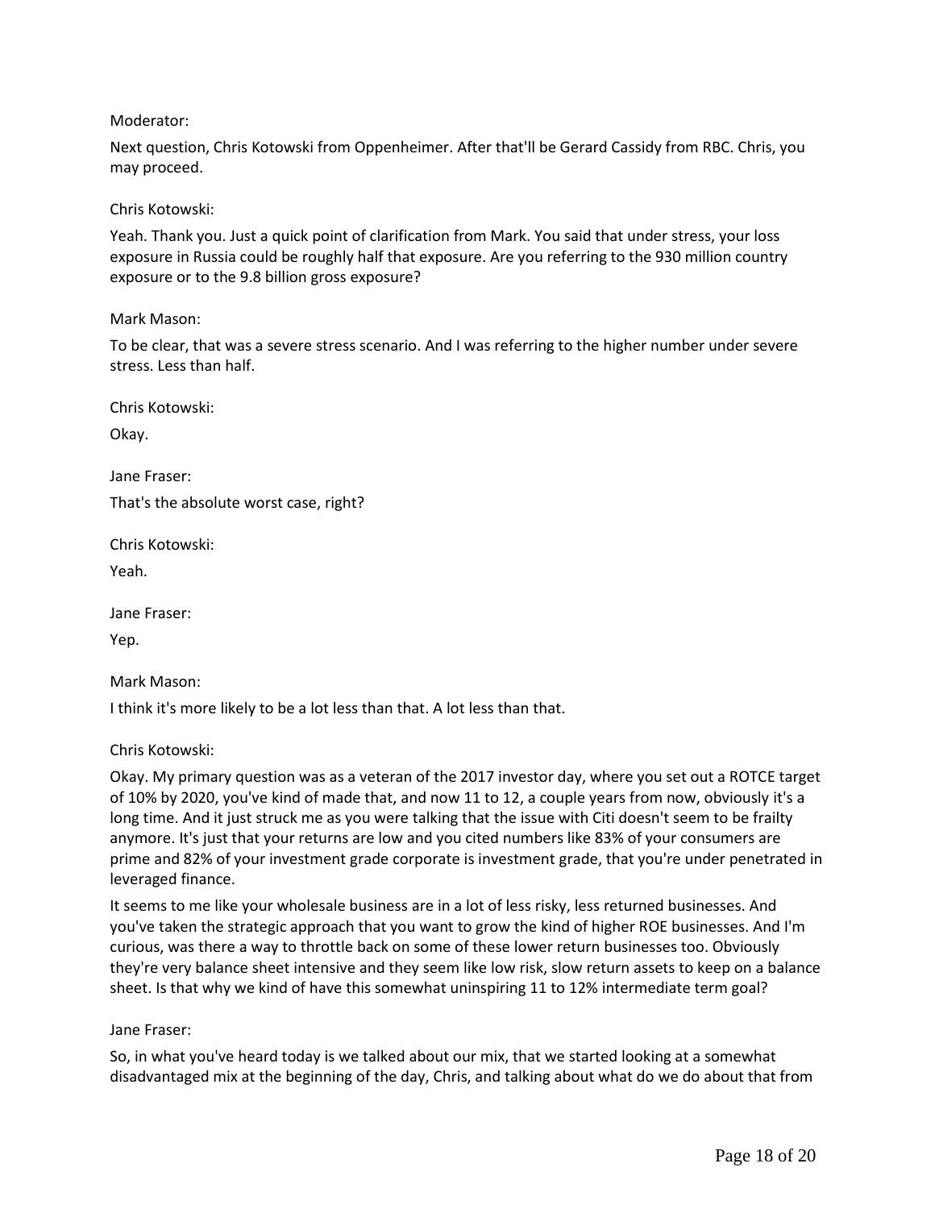Moderator:

Next question, Chris Kotowski from Oppenheimer. After that'll be Gerard Cassidy from RBC. Chris, you may proceed.

Chris Kotowski:

Yeah. Thank you. Just a quick point of clarification from Mark. You said that under stress, your loss exposure in Russia could be roughly half that exposure. Are you referring to the 930 million country exposure or to the 9.8 billion gross exposure?

Mark Mason:

To be clear, that was a severe stress scenario. And I was referring to the higher number under severe stress. Less than half.

Chris Kotowski:

Okay.

Jane Fraser:

That's the absolute worst case, right?

Chris Kotowski:

Yeah.

Jane Fraser:

Yep.

Mark Mason:

I think it's more likely to be a lot less than that. A lot less than that.

Chris Kotowski:

Okay. My primary question was as a veteran of the 2017 investor day, where you set out a ROTCE target of 10% by 2020, you've kind of made that, and now 11 to 12, a couple years from now, obviously it's a long time. And it just struck me as you were talking that the issue with Citi doesn't seem to be frailty anymore. It's just that your returns are low and you cited numbers like 83% of your consumers are prime and 82% of your investment grade corporate is investment grade, that you're under penetrated in leveraged finance.

It seems to me like your wholesale business are in a lot of less risky, less returned businesses. And you've taken the strategic approach that you want to grow the kind of higher ROE businesses. And I'm curious, was there a way to throttle back on some of these lower return businesses too. Obviously they're very balance sheet intensive and they seem like low risk, slow return assets to keep on a balance sheet. Is that why we kind of have this somewhat uninspiring 11 to 12% intermediate term goal?

Jane Fraser:

So, in what you've heard today is we talked about our mix, that we started looking at a somewhat disadvantaged mix at the beginning of the day, Chris, and talking about what do we do about that from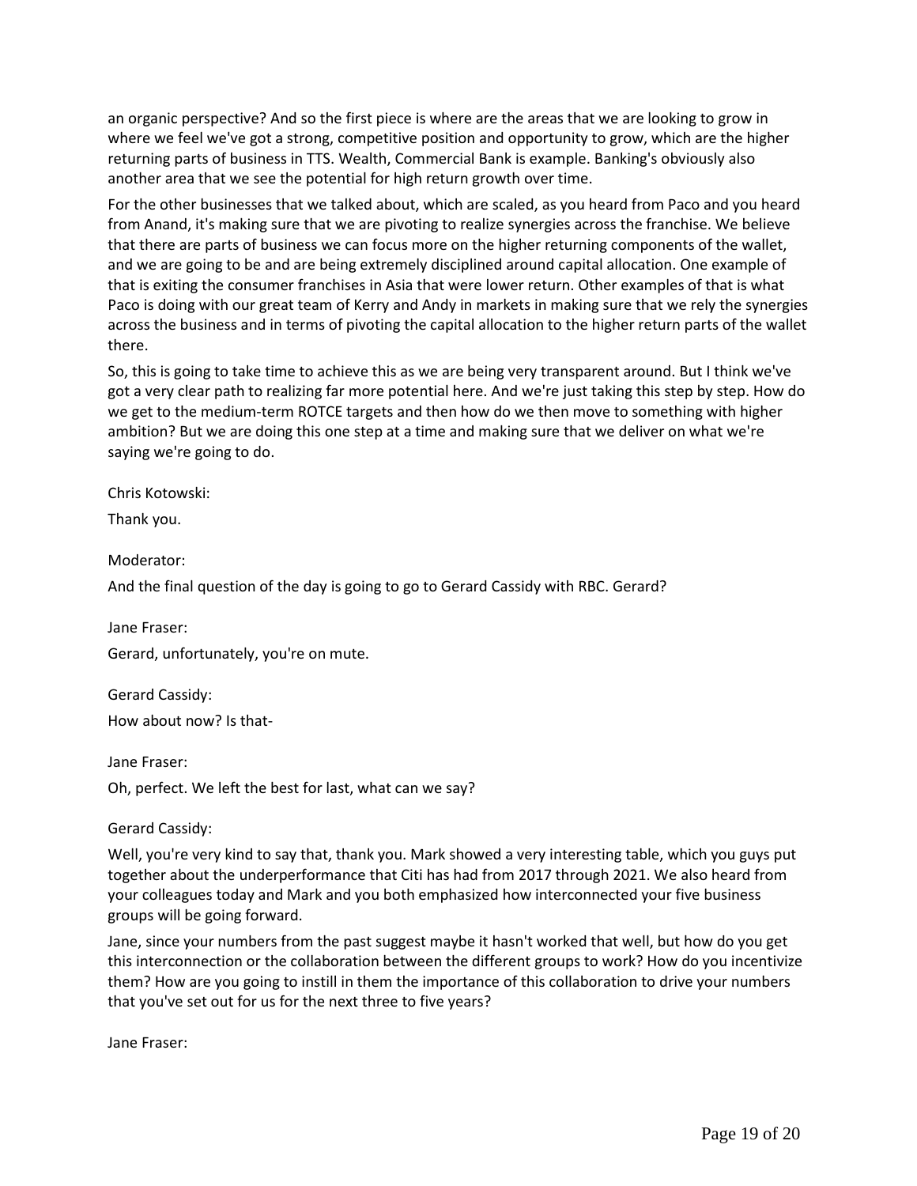an organic perspective? And so the first piece is where are the areas that we are looking to grow in where we feel we've got a strong, competitive position and opportunity to grow, which are the higher returning parts of business in TTS. Wealth, Commercial Bank is example. Banking's obviously also another area that we see the potential for high return growth over time.

For the other businesses that we talked about, which are scaled, as you heard from Paco and you heard from Anand, it's making sure that we are pivoting to realize synergies across the franchise. We believe that there are parts of business we can focus more on the higher returning components of the wallet, and we are going to be and are being extremely disciplined around capital allocation. One example of that is exiting the consumer franchises in Asia that were lower return. Other examples of that is what Paco is doing with our great team of Kerry and Andy in markets in making sure that we rely the synergies across the business and in terms of pivoting the capital allocation to the higher return parts of the wallet there.

So, this is going to take time to achieve this as we are being very transparent around. But I think we've got a very clear path to realizing far more potential here. And we're just taking this step by step. How do we get to the medium-term ROTCE targets and then how do we then move to something with higher ambition? But we are doing this one step at a time and making sure that we deliver on what we're saying we're going to do.

Chris Kotowski:

Thank you.

Moderator:

And the final question of the day is going to go to Gerard Cassidy with RBC. Gerard?

Jane Fraser:

Gerard, unfortunately, you're on mute.

Gerard Cassidy:

How about now? Is that-

Jane Fraser:

Oh, perfect. We left the best for last, what can we say?

Gerard Cassidy:

Well, you're very kind to say that, thank you. Mark showed a very interesting table, which you guys put together about the underperformance that Citi has had from 2017 through 2021. We also heard from your colleagues today and Mark and you both emphasized how interconnected your five business groups will be going forward.

Jane, since your numbers from the past suggest maybe it hasn't worked that well, but how do you get this interconnection or the collaboration between the different groups to work? How do you incentivize them? How are you going to instill in them the importance of this collaboration to drive your numbers that you've set out for us for the next three to five years?

Jane Fraser: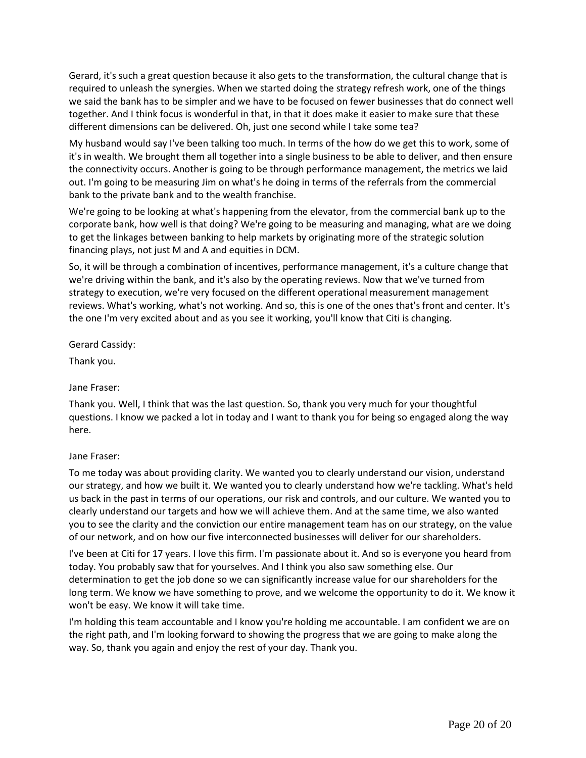Gerard, it's such a great question because it also gets to the transformation, the cultural change that is required to unleash the synergies. When we started doing the strategy refresh work, one of the things we said the bank has to be simpler and we have to be focused on fewer businesses that do connect well together. And I think focus is wonderful in that, in that it does make it easier to make sure that these different dimensions can be delivered. Oh, just one second while I take some tea?

My husband would say I've been talking too much. In terms of the how do we get this to work, some of it's in wealth. We brought them all together into a single business to be able to deliver, and then ensure the connectivity occurs. Another is going to be through performance management, the metrics we laid out. I'm going to be measuring Jim on what's he doing in terms of the referrals from the commercial bank to the private bank and to the wealth franchise.

We're going to be looking at what's happening from the elevator, from the commercial bank up to the corporate bank, how well is that doing? We're going to be measuring and managing, what are we doing to get the linkages between banking to help markets by originating more of the strategic solution financing plays, not just M and A and equities in DCM.

So, it will be through a combination of incentives, performance management, it's a culture change that we're driving within the bank, and it's also by the operating reviews. Now that we've turned from strategy to execution, we're very focused on the different operational measurement management reviews. What's working, what's not working. And so, this is one of the ones that's front and center. It's the one I'm very excited about and as you see it working, you'll know that Citi is changing.

Gerard Cassidy:

Thank you.

Jane Fraser:

Thank you. Well, I think that was the last question. So, thank you very much for your thoughtful questions. I know we packed a lot in today and I want to thank you for being so engaged along the way here.

Jane Fraser:

To me today was about providing clarity. We wanted you to clearly understand our vision, understand our strategy, and how we built it. We wanted you to clearly understand how we're tackling. What's held us back in the past in terms of our operations, our risk and controls, and our culture. We wanted you to clearly understand our targets and how we will achieve them. And at the same time, we also wanted you to see the clarity and the conviction our entire management team has on our strategy, on the value of our network, and on how our five interconnected businesses will deliver for our shareholders.

I've been at Citi for 17 years. I love this firm. I'm passionate about it. And so is everyone you heard from today. You probably saw that for yourselves. And I think you also saw something else. Our determination to get the job done so we can significantly increase value for our shareholders for the long term. We know we have something to prove, and we welcome the opportunity to do it. We know it won't be easy. We know it will take time.

I'm holding this team accountable and I know you're holding me accountable. I am confident we are on the right path, and I'm looking forward to showing the progress that we are going to make along the way. So, thank you again and enjoy the rest of your day. Thank you.